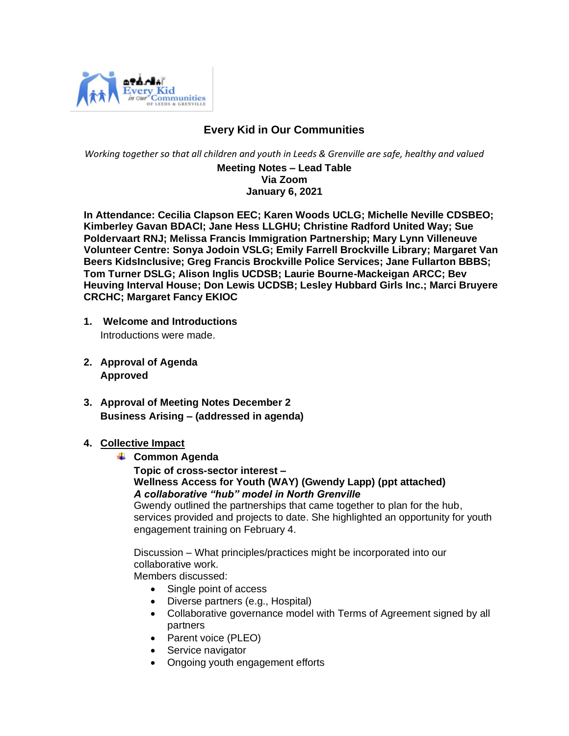# Every Kid in Our Communities

*Working together so that all children and youth in Leeds & Grenville are safe, healthy and valued*

**Meeting Notes – Lead Table**
**Via Zoom**
**January 6, 2021**

**In Attendance: Cecilia Clapson EEC; Karen Woods UCLG; Michelle Neville CDSBEO; Kimberley Gavan BDACI; Jane Hess LLGHU; Christine Radford United Way; Sue Poldervaart RNJ; Melissa Francis Immigration Partnership; Mary Lynn Villeneuve Volunteer Centre: Sonya Jodoin VSLG; Emily Farrell Brockville Library; Margaret Van Beers KidsInclusive; Greg Francis Brockville Police Services; Jane Fullarton BBBS; Tom Turner DSLG; Alison Inglis UCDSB; Laurie Bourne-Mackeigan ARCC; Bev Heuving Interval House; Don Lewis UCDSB; Lesley Hubbard Girls Inc.; Marci Bruyere CRCHC; Margaret Fancy EKIOC**

1. **Welcome and Introductions**
   Introductions were made.

2. **Approval of Agenda**
   **Approved**

3. **Approval of Meeting Notes December 2**
   **Business Arising – (addressed in agenda)**

4. **<u>Collective Impact</u>**
   - **Common Agenda**

     **Topic of cross-sector interest –**
     **Wellness Access for Youth (WAY) (Gwendy Lapp) (ppt attached)**
     ***A collaborative "hub" model in North Grenville***
     Gwendy outlined the partnerships that came together to plan for the hub, services provided and projects to date. She highlighted an opportunity for youth engagement training on February 4.

     Discussion – What principles/practices might be incorporated into our collaborative work.
     Members discussed:
     - Single point of access
     - Diverse partners (e.g., Hospital)
     - Collaborative governance model with Terms of Agreement signed by all partners
     - Parent voice (PLEO)
     - Service navigator
     - Ongoing youth engagement efforts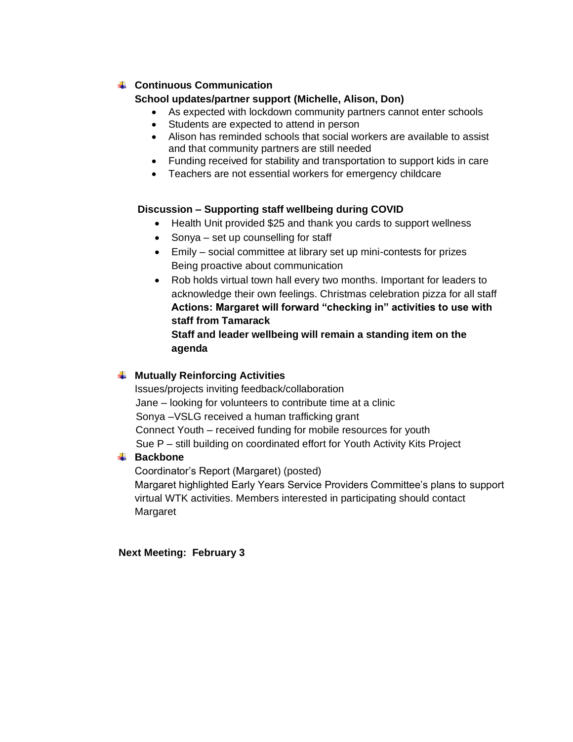- **Continuous Communication**

  **School updates/partner support (Michelle, Alison, Don)**

  - As expected with lockdown community partners cannot enter schools
  - Students are expected to attend in person
  - Alison has reminded schools that social workers are available to assist and that community partners are still needed
  - Funding received for stability and transportation to support kids in care
  - Teachers are not essential workers for emergency childcare

  **Discussion – Supporting staff wellbeing during COVID**

  - Health Unit provided $25 and thank you cards to support wellness
  - Sonya – set up counselling for staff
  - Emily – social committee at library set up mini-contests for prizes
    Being proactive about communication
  - Rob holds virtual town hall every two months. Important for leaders to acknowledge their own feelings. Christmas celebration pizza for all staff
    **Actions: Margaret will forward "checking in" activities to use with staff from Tamarack**
    **Staff and leader wellbeing will remain a standing item on the agenda**

- **Mutually Reinforcing Activities**

  Issues/projects inviting feedback/collaboration
  Jane – looking for volunteers to contribute time at a clinic
  Sonya –VSLG received a human trafficking grant
  Connect Youth – received funding for mobile resources for youth
  Sue P – still building on coordinated effort for Youth Activity Kits Project

- **Backbone**

  Coordinator's Report (Margaret) (posted)
  Margaret highlighted Early Years Service Providers Committee's plans to support virtual WTK activities. Members interested in participating should contact Margaret

**Next Meeting: February 3**